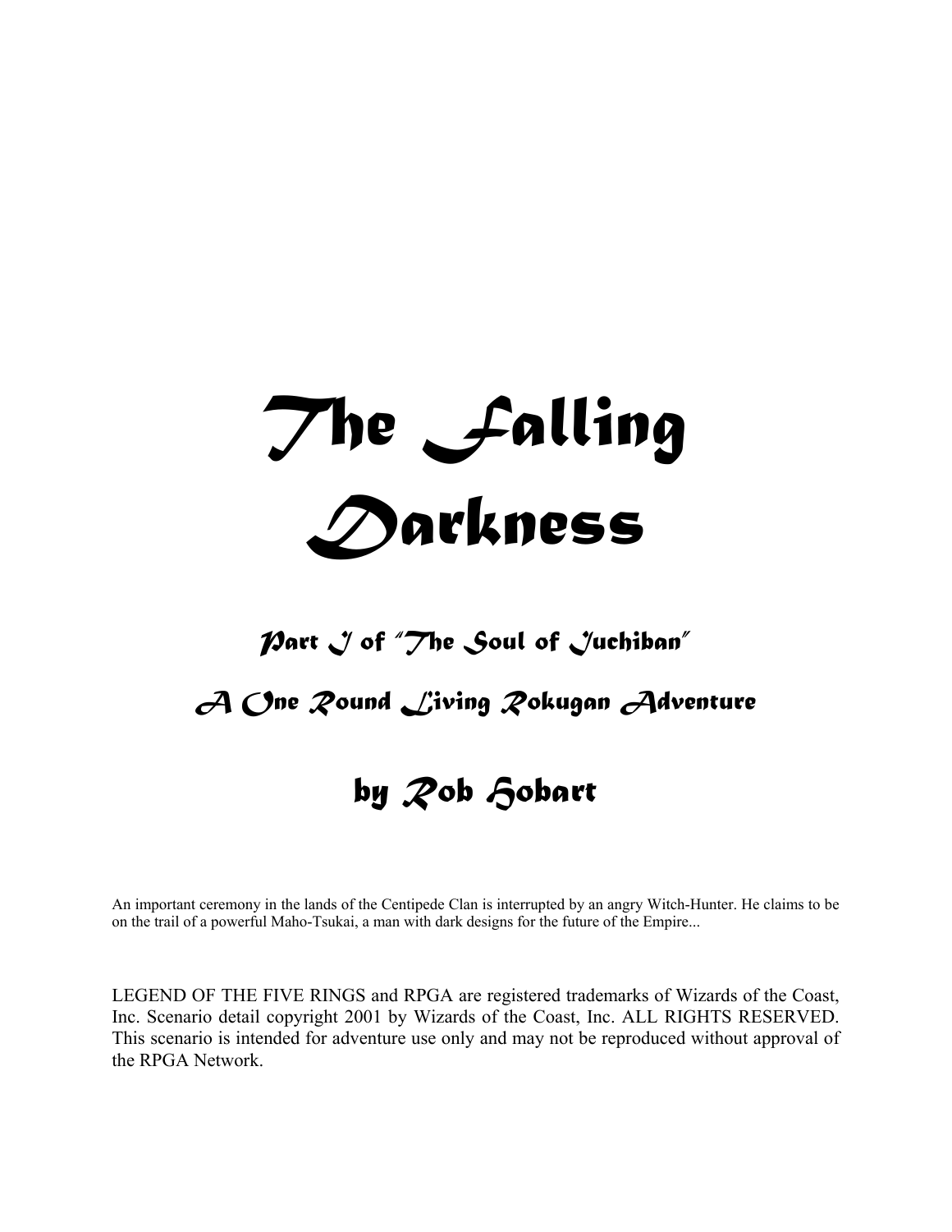# The Falling Darkness

## *Part I of "The Soul of Juchiban"*

## *A One Round Living Rokugan Adventure*

## by Rob Hobart

An important ceremony in the lands of the Centipede Clan is interrupted by an angry Witch-Hunter. He claims to be on the trail of a powerful Maho-Tsukai, a man with dark designs for the future of the Empire...

LEGEND OF THE FIVE RINGS and RPGA are registered trademarks of Wizards of the Coast, Inc. Scenario detail copyright 2001 by Wizards of the Coast, Inc. ALL RIGHTS RESERVED. This scenario is intended for adventure use only and may not be reproduced without approval of the RPGA Network.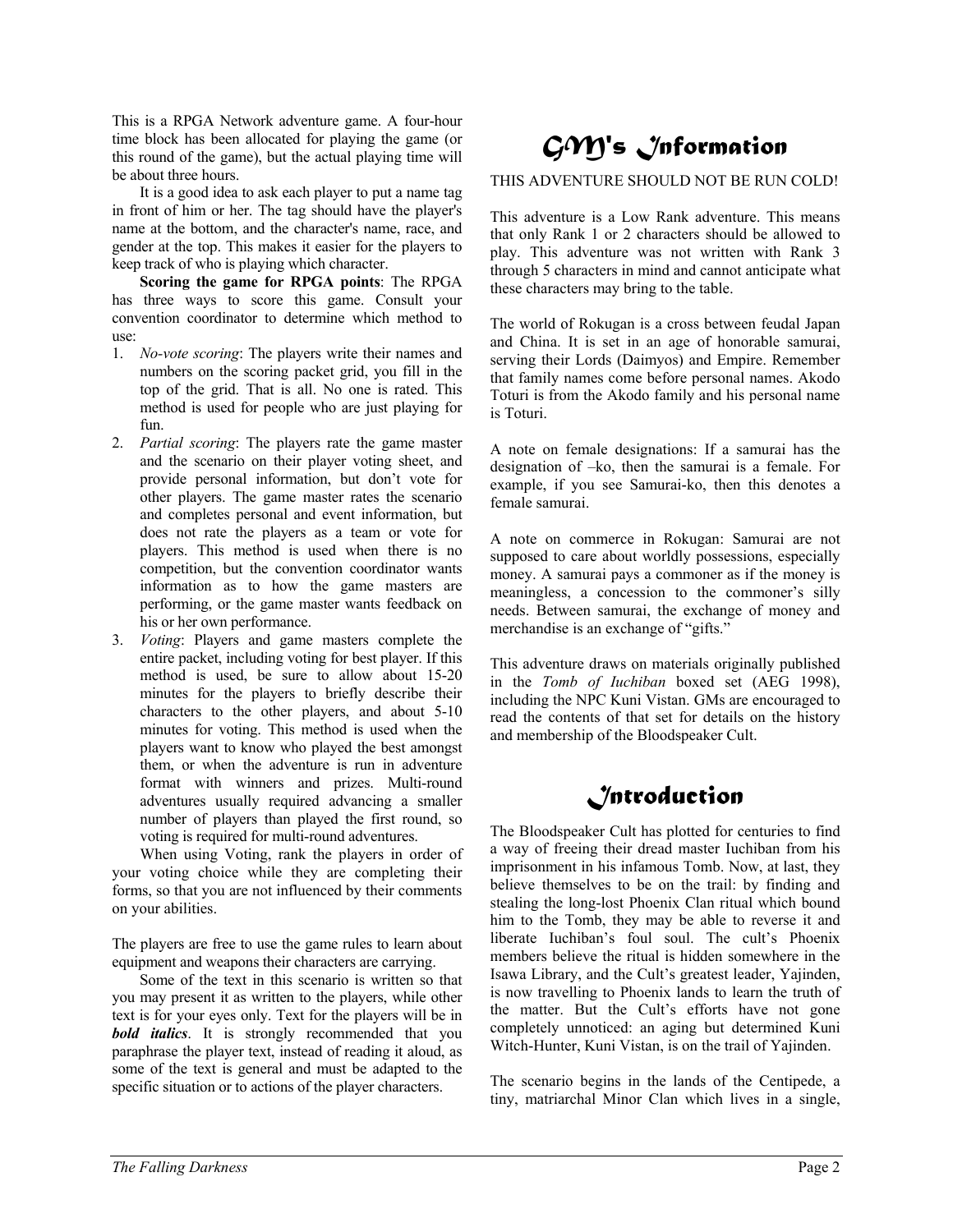This is a RPGA Network adventure game. A four-hour time block has been allocated for playing the game (or this round of the game), but the actual playing time will be about three hours.

It is a good idea to ask each player to put a name tag in front of him or her. The tag should have the player's name at the bottom, and the character's name, race, and gender at the top. This makes it easier for the players to keep track of who is playing which character.

**Scoring the game for RPGA points**: The RPGA has three ways to score this game. Consult your convention coordinator to determine which method to use:

1. *No-vote scoring*: The players write their names and numbers on the scoring packet grid, you fill in the top of the grid. That is all. No one is rated. This method is used for people who are just playing for fun.
2. *Partial scoring*: The players rate the game master and the scenario on their player voting sheet, and provide personal information, but don't vote for other players. The game master rates the scenario and completes personal and event information, but does not rate the players as a team or vote for players. This method is used when there is no competition, but the convention coordinator wants information as to how the game masters are performing, or the game master wants feedback on his or her own performance.
3. *Voting*: Players and game masters complete the entire packet, including voting for best player. If this method is used, be sure to allow about 15-20 minutes for the players to briefly describe their characters to the other players, and about 5-10 minutes for voting. This method is used when the players want to know who played the best amongst them, or when the adventure is run in adventure format with winners and prizes. Multi-round adventures usually required advancing a smaller number of players than played the first round, so voting is required for multi-round adventures.

When using Voting, rank the players in order of your voting choice while they are completing their forms, so that you are not influenced by their comments on your abilities.

The players are free to use the game rules to learn about equipment and weapons their characters are carrying.

Some of the text in this scenario is written so that you may present it as written to the players, while other text is for your eyes only. Text for the players will be in ***bold italics***. It is strongly recommended that you paraphrase the player text, instead of reading it aloud, as some of the text is general and must be adapted to the specific situation or to actions of the player characters.

# GM's Information

THIS ADVENTURE SHOULD NOT BE RUN COLD!

This adventure is a Low Rank adventure. This means that only Rank 1 or 2 characters should be allowed to play. This adventure was not written with Rank 3 through 5 characters in mind and cannot anticipate what these characters may bring to the table.

The world of Rokugan is a cross between feudal Japan and China. It is set in an age of honorable samurai, serving their Lords (Daimyos) and Empire. Remember that family names come before personal names. Akodo Toturi is from the Akodo family and his personal name is Toturi.

A note on female designations: If a samurai has the designation of –ko, then the samurai is a female. For example, if you see Samurai-ko, then this denotes a female samurai.

A note on commerce in Rokugan: Samurai are not supposed to care about worldly possessions, especially money. A samurai pays a commoner as if the money is meaningless, a concession to the commoner's silly needs. Between samurai, the exchange of money and merchandise is an exchange of "gifts."

This adventure draws on materials originally published in the *Tomb of Iuchiban* boxed set (AEG 1998), including the NPC Kuni Vistan. GMs are encouraged to read the contents of that set for details on the history and membership of the Bloodspeaker Cult.

# Introduction

The Bloodspeaker Cult has plotted for centuries to find a way of freeing their dread master Iuchiban from his imprisonment in his infamous Tomb. Now, at last, they believe themselves to be on the trail: by finding and stealing the long-lost Phoenix Clan ritual which bound him to the Tomb, they may be able to reverse it and liberate Iuchiban's foul soul. The cult's Phoenix members believe the ritual is hidden somewhere in the Isawa Library, and the Cult's greatest leader, Yajinden, is now travelling to Phoenix lands to learn the truth of the matter. But the Cult's efforts have not gone completely unnoticed: an aging but determined Kuni Witch-Hunter, Kuni Vistan, is on the trail of Yajinden.

The scenario begins in the lands of the Centipede, a tiny, matriarchal Minor Clan which lives in a single,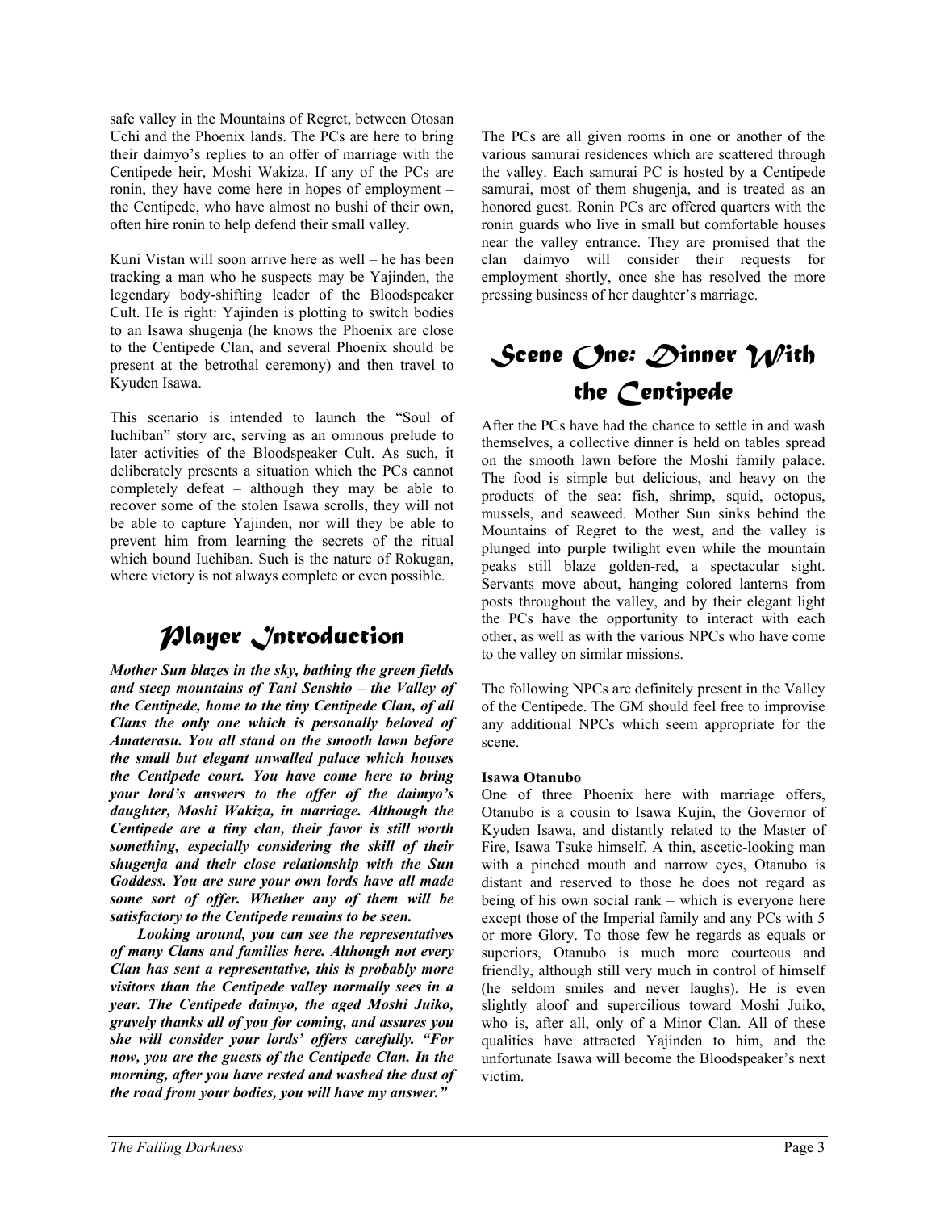safe valley in the Mountains of Regret, between Otosan Uchi and the Phoenix lands. The PCs are here to bring their daimyo's replies to an offer of marriage with the Centipede heir, Moshi Wakiza. If any of the PCs are ronin, they have come here in hopes of employment – the Centipede, who have almost no bushi of their own, often hire ronin to help defend their small valley.

Kuni Vistan will soon arrive here as well – he has been tracking a man who he suspects may be Yajinden, the legendary body-shifting leader of the Bloodspeaker Cult. He is right: Yajinden is plotting to switch bodies to an Isawa shugenja (he knows the Phoenix are close to the Centipede Clan, and several Phoenix should be present at the betrothal ceremony) and then travel to Kyuden Isawa.

This scenario is intended to launch the "Soul of Iuchiban" story arc, serving as an ominous prelude to later activities of the Bloodspeaker Cult. As such, it deliberately presents a situation which the PCs cannot completely defeat – although they may be able to recover some of the stolen Isawa scrolls, they will not be able to capture Yajinden, nor will they be able to prevent him from learning the secrets of the ritual which bound Iuchiban. Such is the nature of Rokugan, where victory is not always complete or even possible.

# Player Introduction

***Mother Sun blazes in the sky, bathing the green fields and steep mountains of Tani Senshio – the Valley of the Centipede, home to the tiny Centipede Clan, of all Clans the only one which is personally beloved of Amaterasu. You all stand on the smooth lawn before the small but elegant unwalled palace which houses the Centipede court. You have come here to bring your lord's answers to the offer of the daimyo's daughter, Moshi Wakiza, in marriage. Although the Centipede are a tiny clan, their favor is still worth something, especially considering the skill of their shugenja and their close relationship with the Sun Goddess. You are sure your own lords have all made some sort of offer. Whether any of them will be satisfactory to the Centipede remains to be seen.***

***Looking around, you can see the representatives of many Clans and families here. Although not every Clan has sent a representative, this is probably more visitors than the Centipede valley normally sees in a year. The Centipede daimyo, the aged Moshi Juiko, gravely thanks all of you for coming, and assures you she will consider your lords' offers carefully. "For now, you are the guests of the Centipede Clan. In the morning, after you have rested and washed the dust of the road from your bodies, you will have my answer."***

The PCs are all given rooms in one or another of the various samurai residences which are scattered through the valley. Each samurai PC is hosted by a Centipede samurai, most of them shugenja, and is treated as an honored guest. Ronin PCs are offered quarters with the ronin guards who live in small but comfortable houses near the valley entrance. They are promised that the clan daimyo will consider their requests for employment shortly, once she has resolved the more pressing business of her daughter's marriage.

# Scene One: Dinner With the Centipede

After the PCs have had the chance to settle in and wash themselves, a collective dinner is held on tables spread on the smooth lawn before the Moshi family palace. The food is simple but delicious, and heavy on the products of the sea: fish, shrimp, squid, octopus, mussels, and seaweed. Mother Sun sinks behind the Mountains of Regret to the west, and the valley is plunged into purple twilight even while the mountain peaks still blaze golden-red, a spectacular sight. Servants move about, hanging colored lanterns from posts throughout the valley, and by their elegant light the PCs have the opportunity to interact with each other, as well as with the various NPCs who have come to the valley on similar missions.

The following NPCs are definitely present in the Valley of the Centipede. The GM should feel free to improvise any additional NPCs which seem appropriate for the scene.

**Isawa Otanubo**

One of three Phoenix here with marriage offers, Otanubo is a cousin to Isawa Kujin, the Governor of Kyuden Isawa, and distantly related to the Master of Fire, Isawa Tsuke himself. A thin, ascetic-looking man with a pinched mouth and narrow eyes, Otanubo is distant and reserved to those he does not regard as being of his own social rank – which is everyone here except those of the Imperial family and any PCs with 5 or more Glory. To those few he regards as equals or superiors, Otanubo is much more courteous and friendly, although still very much in control of himself (he seldom smiles and never laughs). He is even slightly aloof and supercilious toward Moshi Juiko, who is, after all, only of a Minor Clan. All of these qualities have attracted Yajinden to him, and the unfortunate Isawa will become the Bloodspeaker's next victim.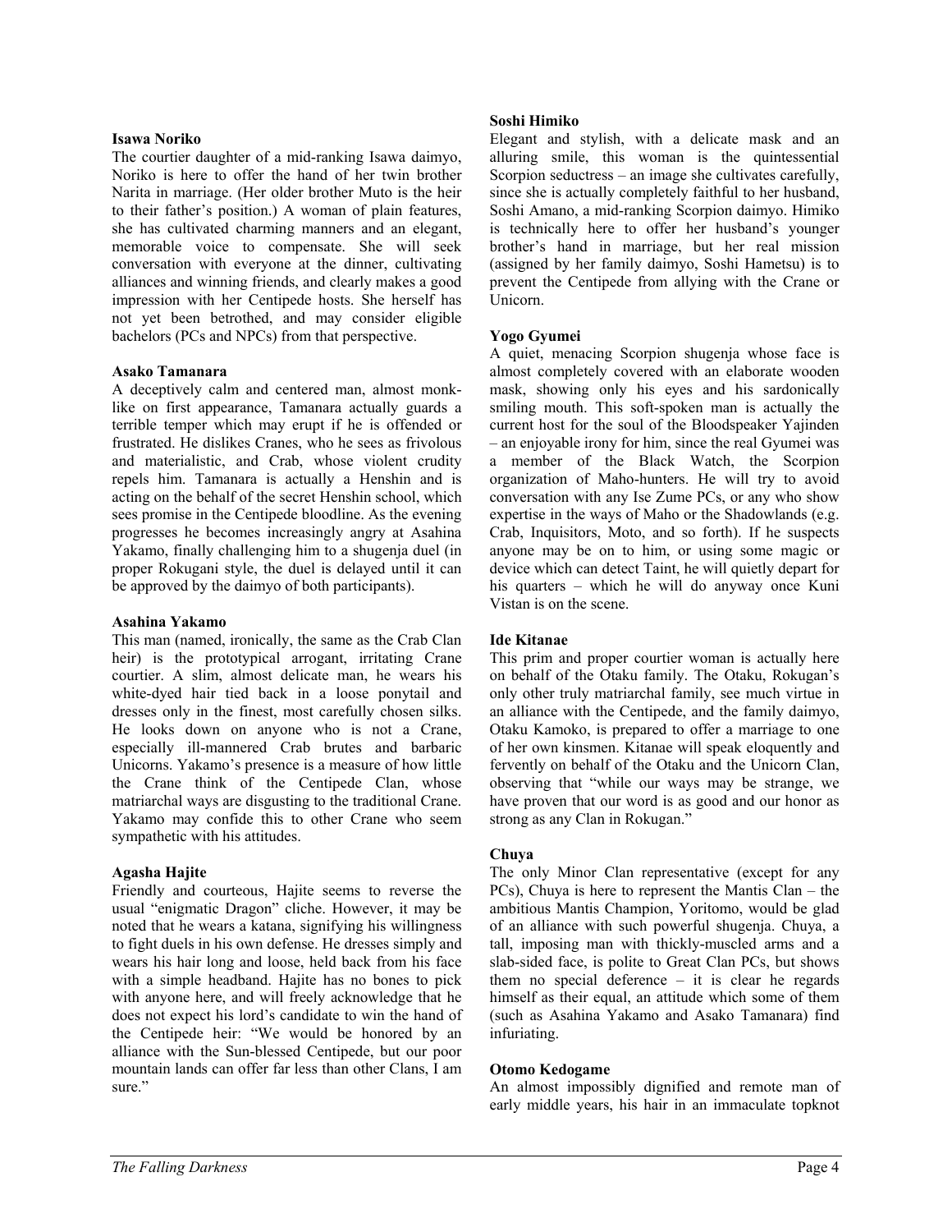**Isawa Noriko**

The courtier daughter of a mid-ranking Isawa daimyo, Noriko is here to offer the hand of her twin brother Narita in marriage. (Her older brother Muto is the heir to their father's position.) A woman of plain features, she has cultivated charming manners and an elegant, memorable voice to compensate. She will seek conversation with everyone at the dinner, cultivating alliances and winning friends, and clearly makes a good impression with her Centipede hosts. She herself has not yet been betrothed, and may consider eligible bachelors (PCs and NPCs) from that perspective.

**Asako Tamanara**

A deceptively calm and centered man, almost monk-like on first appearance, Tamanara actually guards a terrible temper which may erupt if he is offended or frustrated. He dislikes Cranes, who he sees as frivolous and materialistic, and Crab, whose violent crudity repels him. Tamanara is actually a Henshin and is acting on the behalf of the secret Henshin school, which sees promise in the Centipede bloodline. As the evening progresses he becomes increasingly angry at Asahina Yakamo, finally challenging him to a shugenja duel (in proper Rokugani style, the duel is delayed until it can be approved by the daimyo of both participants).

**Asahina Yakamo**

This man (named, ironically, the same as the Crab Clan heir) is the prototypical arrogant, irritating Crane courtier. A slim, almost delicate man, he wears his white-dyed hair tied back in a loose ponytail and dresses only in the finest, most carefully chosen silks. He looks down on anyone who is not a Crane, especially ill-mannered Crab brutes and barbaric Unicorns. Yakamo's presence is a measure of how little the Crane think of the Centipede Clan, whose matriarchal ways are disgusting to the traditional Crane. Yakamo may confide this to other Crane who seem sympathetic with his attitudes.

**Agasha Hajite**

Friendly and courteous, Hajite seems to reverse the usual "enigmatic Dragon" cliche. However, it may be noted that he wears a katana, signifying his willingness to fight duels in his own defense. He dresses simply and wears his hair long and loose, held back from his face with a simple headband. Hajite has no bones to pick with anyone here, and will freely acknowledge that he does not expect his lord's candidate to win the hand of the Centipede heir: "We would be honored by an alliance with the Sun-blessed Centipede, but our poor mountain lands can offer far less than other Clans, I am sure."

**Soshi Himiko**

Elegant and stylish, with a delicate mask and an alluring smile, this woman is the quintessential Scorpion seductress – an image she cultivates carefully, since she is actually completely faithful to her husband, Soshi Amano, a mid-ranking Scorpion daimyo. Himiko is technically here to offer her husband's younger brother's hand in marriage, but her real mission (assigned by her family daimyo, Soshi Hametsu) is to prevent the Centipede from allying with the Crane or Unicorn.

**Yogo Gyumei**

A quiet, menacing Scorpion shugenja whose face is almost completely covered with an elaborate wooden mask, showing only his eyes and his sardonically smiling mouth. This soft-spoken man is actually the current host for the soul of the Bloodspeaker Yajinden – an enjoyable irony for him, since the real Gyumei was a member of the Black Watch, the Scorpion organization of Maho-hunters. He will try to avoid conversation with any Ise Zume PCs, or any who show expertise in the ways of Maho or the Shadowlands (e.g. Crab, Inquisitors, Moto, and so forth). If he suspects anyone may be on to him, or using some magic or device which can detect Taint, he will quietly depart for his quarters – which he will do anyway once Kuni Vistan is on the scene.

**Ide Kitanae**

This prim and proper courtier woman is actually here on behalf of the Otaku family. The Otaku, Rokugan's only other truly matriarchal family, see much virtue in an alliance with the Centipede, and the family daimyo, Otaku Kamoko, is prepared to offer a marriage to one of her own kinsmen. Kitanae will speak eloquently and fervently on behalf of the Otaku and the Unicorn Clan, observing that "while our ways may be strange, we have proven that our word is as good and our honor as strong as any Clan in Rokugan."

**Chuya**

The only Minor Clan representative (except for any PCs), Chuya is here to represent the Mantis Clan – the ambitious Mantis Champion, Yoritomo, would be glad of an alliance with such powerful shugenja. Chuya, a tall, imposing man with thickly-muscled arms and a slab-sided face, is polite to Great Clan PCs, but shows them no special deference – it is clear he regards himself as their equal, an attitude which some of them (such as Asahina Yakamo and Asako Tamanara) find infuriating.

**Otomo Kedogame**

An almost impossibly dignified and remote man of early middle years, his hair in an immaculate topknot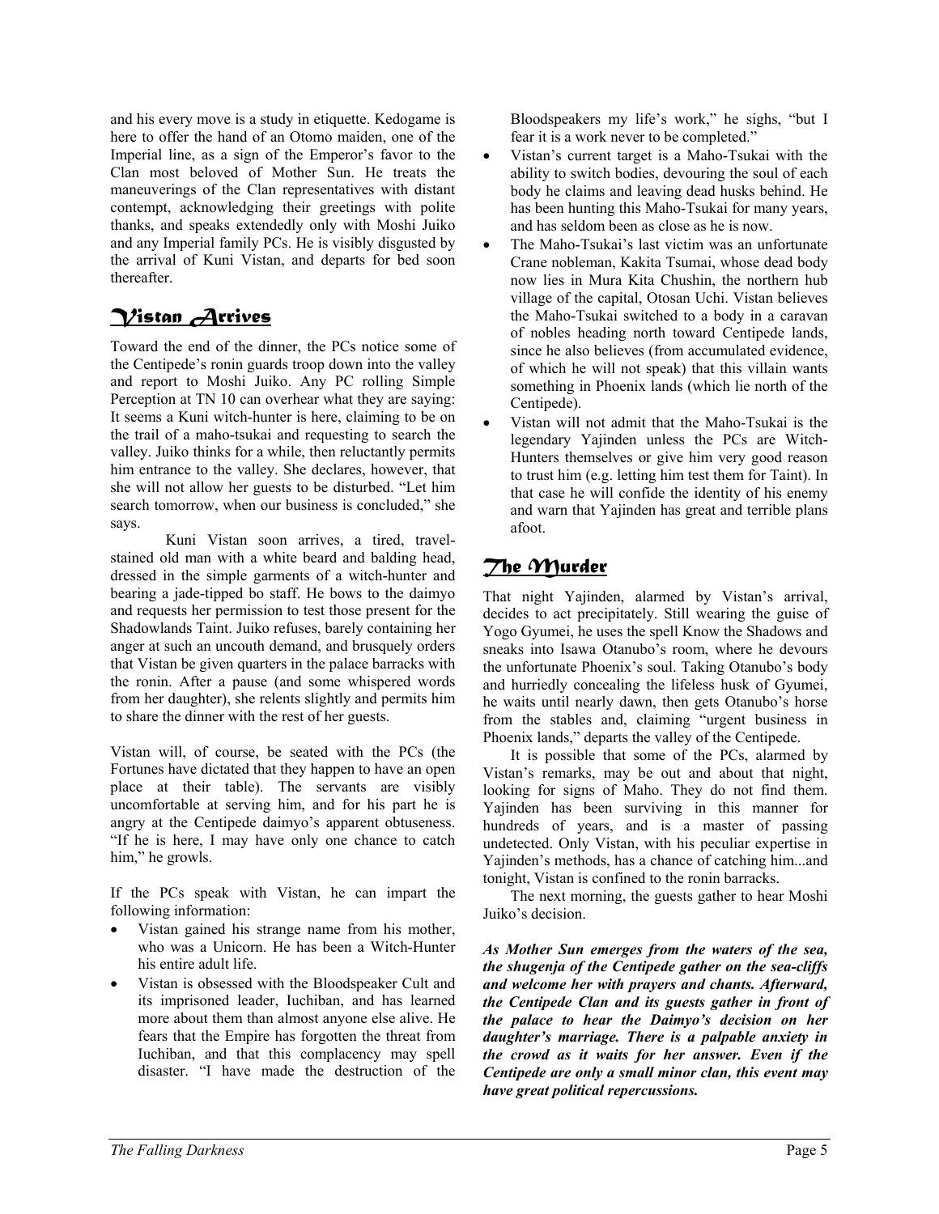and his every move is a study in etiquette. Kedogame is here to offer the hand of an Otomo maiden, one of the Imperial line, as a sign of the Emperor's favor to the Clan most beloved of Mother Sun. He treats the maneuverings of the Clan representatives with distant contempt, acknowledging their greetings with polite thanks, and speaks extendedly only with Moshi Juiko and any Imperial family PCs. He is visibly disgusted by the arrival of Kuni Vistan, and departs for bed soon thereafter.

## Vistan Arrives

Toward the end of the dinner, the PCs notice some of the Centipede's ronin guards troop down into the valley and report to Moshi Juiko. Any PC rolling Simple Perception at TN 10 can overhear what they are saying: It seems a Kuni witch-hunter is here, claiming to be on the trail of a maho-tsukai and requesting to search the valley. Juiko thinks for a while, then reluctantly permits him entrance to the valley. She declares, however, that she will not allow her guests to be disturbed. "Let him search tomorrow, when our business is concluded," she says.

Kuni Vistan soon arrives, a tired, travel-stained old man with a white beard and balding head, dressed in the simple garments of a witch-hunter and bearing a jade-tipped bo staff. He bows to the daimyo and requests her permission to test those present for the Shadowlands Taint. Juiko refuses, barely containing her anger at such an uncouth demand, and brusquely orders that Vistan be given quarters in the palace barracks with the ronin. After a pause (and some whispered words from her daughter), she relents slightly and permits him to share the dinner with the rest of her guests.

Vistan will, of course, be seated with the PCs (the Fortunes have dictated that they happen to have an open place at their table). The servants are visibly uncomfortable at serving him, and for his part he is angry at the Centipede daimyo's apparent obtuseness. "If he is here, I may have only one chance to catch him," he growls.

If the PCs speak with Vistan, he can impart the following information:

- Vistan gained his strange name from his mother, who was a Unicorn. He has been a Witch-Hunter his entire adult life.
- Vistan is obsessed with the Bloodspeaker Cult and its imprisoned leader, Iuchiban, and has learned more about them than almost anyone else alive. He fears that the Empire has forgotten the threat from Iuchiban, and that this complacency may spell disaster. "I have made the destruction of the Bloodspeakers my life's work," he sighs, "but I fear it is a work never to be completed."
- Vistan's current target is a Maho-Tsukai with the ability to switch bodies, devouring the soul of each body he claims and leaving dead husks behind. He has been hunting this Maho-Tsukai for many years, and has seldom been as close as he is now.
- The Maho-Tsukai's last victim was an unfortunate Crane nobleman, Kakita Tsumai, whose dead body now lies in Mura Kita Chushin, the northern hub village of the capital, Otosan Uchi. Vistan believes the Maho-Tsukai switched to a body in a caravan of nobles heading north toward Centipede lands, since he also believes (from accumulated evidence, of which he will not speak) that this villain wants something in Phoenix lands (which lie north of the Centipede).
- Vistan will not admit that the Maho-Tsukai is the legendary Yajinden unless the PCs are Witch-Hunters themselves or give him very good reason to trust him (e.g. letting him test them for Taint). In that case he will confide the identity of his enemy and warn that Yajinden has great and terrible plans afoot.

## The Murder

That night Yajinden, alarmed by Vistan's arrival, decides to act precipitately. Still wearing the guise of Yogo Gyumei, he uses the spell Know the Shadows and sneaks into Isawa Otanubo's room, where he devours the unfortunate Phoenix's soul. Taking Otanubo's body and hurriedly concealing the lifeless husk of Gyumei, he waits until nearly dawn, then gets Otanubo's horse from the stables and, claiming "urgent business in Phoenix lands," departs the valley of the Centipede.

It is possible that some of the PCs, alarmed by Vistan's remarks, may be out and about that night, looking for signs of Maho. They do not find them. Yajinden has been surviving in this manner for hundreds of years, and is a master of passing undetected. Only Vistan, with his peculiar expertise in Yajinden's methods, has a chance of catching him...and tonight, Vistan is confined to the ronin barracks.

The next morning, the guests gather to hear Moshi Juiko's decision.

***As Mother Sun emerges from the waters of the sea, the shugenja of the Centipede gather on the sea-cliffs and welcome her with prayers and chants. Afterward, the Centipede Clan and its guests gather in front of the palace to hear the Daimyo's decision on her daughter's marriage. There is a palpable anxiety in the crowd as it waits for her answer. Even if the Centipede are only a small minor clan, this event may have great political repercussions.***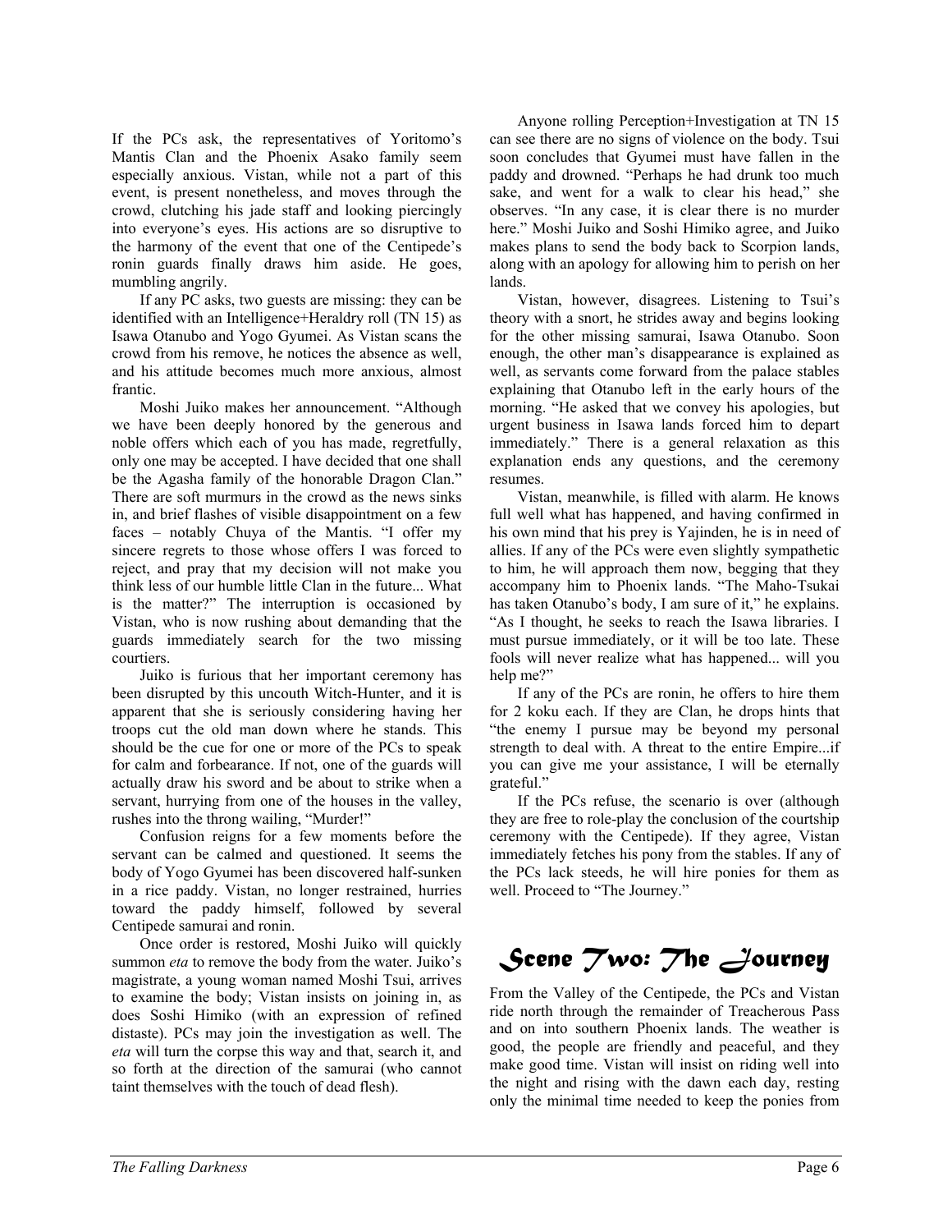If the PCs ask, the representatives of Yoritomo's Mantis Clan and the Phoenix Asako family seem especially anxious. Vistan, while not a part of this event, is present nonetheless, and moves through the crowd, clutching his jade staff and looking piercingly into everyone's eyes. His actions are so disruptive to the harmony of the event that one of the Centipede's ronin guards finally draws him aside. He goes, mumbling angrily.

If any PC asks, two guests are missing: they can be identified with an Intelligence+Heraldry roll (TN 15) as Isawa Otanubo and Yogo Gyumei. As Vistan scans the crowd from his remove, he notices the absence as well, and his attitude becomes much more anxious, almost frantic.

Moshi Juiko makes her announcement. "Although we have been deeply honored by the generous and noble offers which each of you has made, regretfully, only one may be accepted. I have decided that one shall be the Agasha family of the honorable Dragon Clan." There are soft murmurs in the crowd as the news sinks in, and brief flashes of visible disappointment on a few faces – notably Chuya of the Mantis. "I offer my sincere regrets to those whose offers I was forced to reject, and pray that my decision will not make you think less of our humble little Clan in the future... What is the matter?" The interruption is occasioned by Vistan, who is now rushing about demanding that the guards immediately search for the two missing courtiers.

Juiko is furious that her important ceremony has been disrupted by this uncouth Witch-Hunter, and it is apparent that she is seriously considering having her troops cut the old man down where he stands. This should be the cue for one or more of the PCs to speak for calm and forbearance. If not, one of the guards will actually draw his sword and be about to strike when a servant, hurrying from one of the houses in the valley, rushes into the throng wailing, "Murder!"

Confusion reigns for a few moments before the servant can be calmed and questioned. It seems the body of Yogo Gyumei has been discovered half-sunken in a rice paddy. Vistan, no longer restrained, hurries toward the paddy himself, followed by several Centipede samurai and ronin.

Once order is restored, Moshi Juiko will quickly summon *eta* to remove the body from the water. Juiko's magistrate, a young woman named Moshi Tsui, arrives to examine the body; Vistan insists on joining in, as does Soshi Himiko (with an expression of refined distaste). PCs may join the investigation as well. The *eta* will turn the corpse this way and that, search it, and so forth at the direction of the samurai (who cannot taint themselves with the touch of dead flesh).

Anyone rolling Perception+Investigation at TN 15 can see there are no signs of violence on the body. Tsui soon concludes that Gyumei must have fallen in the paddy and drowned. "Perhaps he had drunk too much sake, and went for a walk to clear his head," she observes. "In any case, it is clear there is no murder here." Moshi Juiko and Soshi Himiko agree, and Juiko makes plans to send the body back to Scorpion lands, along with an apology for allowing him to perish on her lands.

Vistan, however, disagrees. Listening to Tsui's theory with a snort, he strides away and begins looking for the other missing samurai, Isawa Otanubo. Soon enough, the other man's disappearance is explained as well, as servants come forward from the palace stables explaining that Otanubo left in the early hours of the morning. "He asked that we convey his apologies, but urgent business in Isawa lands forced him to depart immediately." There is a general relaxation as this explanation ends any questions, and the ceremony resumes.

Vistan, meanwhile, is filled with alarm. He knows full well what has happened, and having confirmed in his own mind that his prey is Yajinden, he is in need of allies. If any of the PCs were even slightly sympathetic to him, he will approach them now, begging that they accompany him to Phoenix lands. "The Maho-Tsukai has taken Otanubo's body, I am sure of it," he explains. "As I thought, he seeks to reach the Isawa libraries. I must pursue immediately, or it will be too late. These fools will never realize what has happened... will you help me?"

If any of the PCs are ronin, he offers to hire them for 2 koku each. If they are Clan, he drops hints that "the enemy I pursue may be beyond my personal strength to deal with. A threat to the entire Empire...if you can give me your assistance, I will be eternally grateful."

If the PCs refuse, the scenario is over (although they are free to role-play the conclusion of the courtship ceremony with the Centipede). If they agree, Vistan immediately fetches his pony from the stables. If any of the PCs lack steeds, he will hire ponies for them as well. Proceed to "The Journey."

# Scene Two: The Journey

From the Valley of the Centipede, the PCs and Vistan ride north through the remainder of Treacherous Pass and on into southern Phoenix lands. The weather is good, the people are friendly and peaceful, and they make good time. Vistan will insist on riding well into the night and rising with the dawn each day, resting only the minimal time needed to keep the ponies from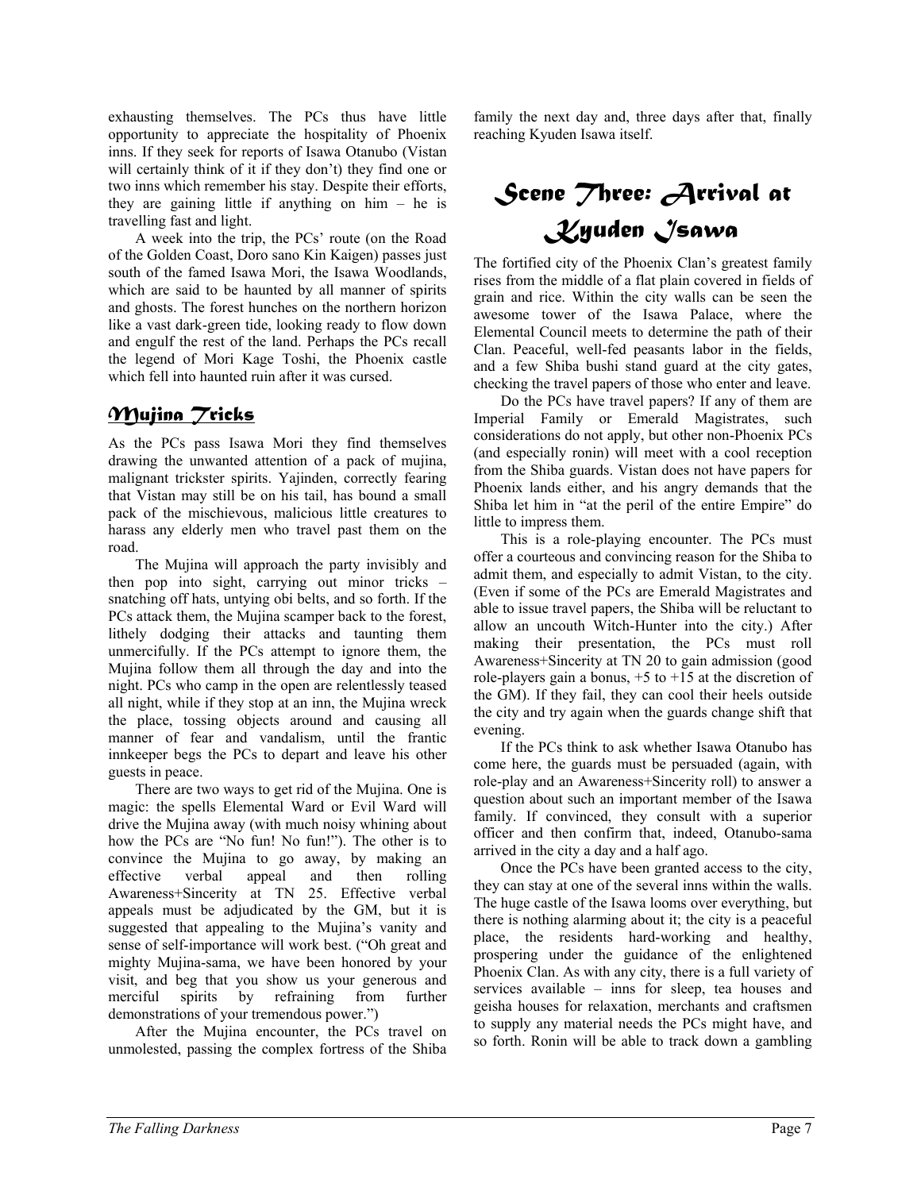exhausting themselves. The PCs thus have little opportunity to appreciate the hospitality of Phoenix inns. If they seek for reports of Isawa Otanubo (Vistan will certainly think of it if they don't) they find one or two inns which remember his stay. Despite their efforts, they are gaining little if anything on him – he is travelling fast and light.

A week into the trip, the PCs' route (on the Road of the Golden Coast, Doro sano Kin Kaigen) passes just south of the famed Isawa Mori, the Isawa Woodlands, which are said to be haunted by all manner of spirits and ghosts. The forest hunches on the northern horizon like a vast dark-green tide, looking ready to flow down and engulf the rest of the land. Perhaps the PCs recall the legend of Mori Kage Toshi, the Phoenix castle which fell into haunted ruin after it was cursed.

## Mujina Tricks

As the PCs pass Isawa Mori they find themselves drawing the unwanted attention of a pack of mujina, malignant trickster spirits. Yajinden, correctly fearing that Vistan may still be on his tail, has bound a small pack of the mischievous, malicious little creatures to harass any elderly men who travel past them on the road.

The Mujina will approach the party invisibly and then pop into sight, carrying out minor tricks – snatching off hats, untying obi belts, and so forth. If the PCs attack them, the Mujina scamper back to the forest, lithely dodging their attacks and taunting them unmercifully. If the PCs attempt to ignore them, the Mujina follow them all through the day and into the night. PCs who camp in the open are relentlessly teased all night, while if they stop at an inn, the Mujina wreck the place, tossing objects around and causing all manner of fear and vandalism, until the frantic innkeeper begs the PCs to depart and leave his other guests in peace.

There are two ways to get rid of the Mujina. One is magic: the spells Elemental Ward or Evil Ward will drive the Mujina away (with much noisy whining about how the PCs are "No fun! No fun!"). The other is to convince the Mujina to go away, by making an effective verbal appeal and then rolling Awareness+Sincerity at TN 25. Effective verbal appeals must be adjudicated by the GM, but it is suggested that appealing to the Mujina's vanity and sense of self-importance will work best. ("Oh great and mighty Mujina-sama, we have been honored by your visit, and beg that you show us your generous and merciful spirits by refraining from further demonstrations of your tremendous power.")

After the Mujina encounter, the PCs travel on unmolested, passing the complex fortress of the Shiba family the next day and, three days after that, finally reaching Kyuden Isawa itself.

# Scene Three: Arrival at Kyuden Isawa

The fortified city of the Phoenix Clan's greatest family rises from the middle of a flat plain covered in fields of grain and rice. Within the city walls can be seen the awesome tower of the Isawa Palace, where the Elemental Council meets to determine the path of their Clan. Peaceful, well-fed peasants labor in the fields, and a few Shiba bushi stand guard at the city gates, checking the travel papers of those who enter and leave.

Do the PCs have travel papers? If any of them are Imperial Family or Emerald Magistrates, such considerations do not apply, but other non-Phoenix PCs (and especially ronin) will meet with a cool reception from the Shiba guards. Vistan does not have papers for Phoenix lands either, and his angry demands that the Shiba let him in "at the peril of the entire Empire" do little to impress them.

This is a role-playing encounter. The PCs must offer a courteous and convincing reason for the Shiba to admit them, and especially to admit Vistan, to the city. (Even if some of the PCs are Emerald Magistrates and able to issue travel papers, the Shiba will be reluctant to allow an uncouth Witch-Hunter into the city.) After making their presentation, the PCs must roll Awareness+Sincerity at TN 20 to gain admission (good role-players gain a bonus, +5 to +15 at the discretion of the GM). If they fail, they can cool their heels outside the city and try again when the guards change shift that evening.

If the PCs think to ask whether Isawa Otanubo has come here, the guards must be persuaded (again, with role-play and an Awareness+Sincerity roll) to answer a question about such an important member of the Isawa family. If convinced, they consult with a superior officer and then confirm that, indeed, Otanubo-sama arrived in the city a day and a half ago.

Once the PCs have been granted access to the city, they can stay at one of the several inns within the walls. The huge castle of the Isawa looms over everything, but there is nothing alarming about it; the city is a peaceful place, the residents hard-working and healthy, prospering under the guidance of the enlightened Phoenix Clan. As with any city, there is a full variety of services available – inns for sleep, tea houses and geisha houses for relaxation, merchants and craftsmen to supply any material needs the PCs might have, and so forth. Ronin will be able to track down a gambling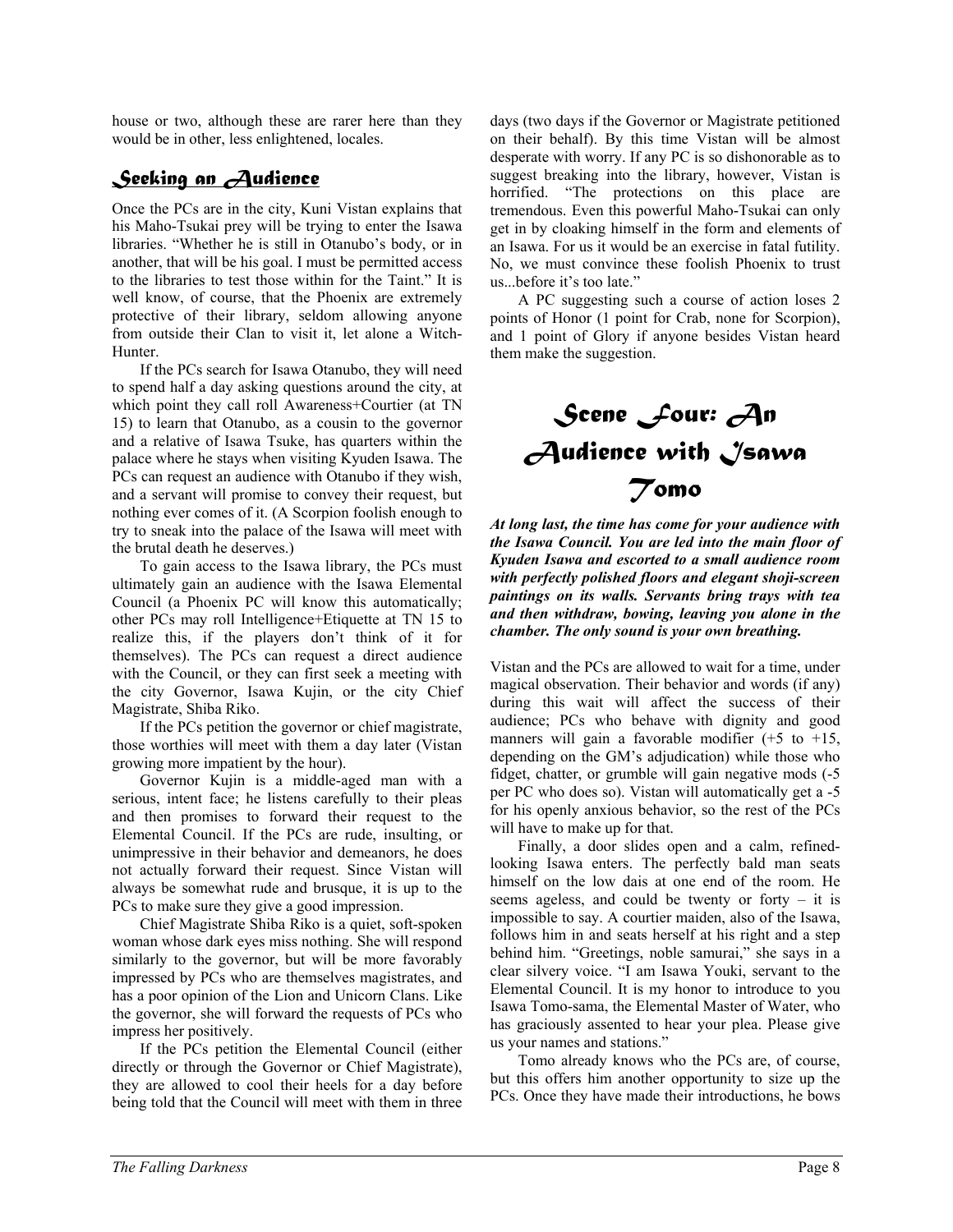house or two, although these are rarer here than they would be in other, less enlightened, locales.

## Seeking an Audience

Once the PCs are in the city, Kuni Vistan explains that his Maho-Tsukai prey will be trying to enter the Isawa libraries. "Whether he is still in Otanubo's body, or in another, that will be his goal. I must be permitted access to the libraries to test those within for the Taint." It is well know, of course, that the Phoenix are extremely protective of their library, seldom allowing anyone from outside their Clan to visit it, let alone a Witch-Hunter.

If the PCs search for Isawa Otanubo, they will need to spend half a day asking questions around the city, at which point they call roll Awareness+Courtier (at TN 15) to learn that Otanubo, as a cousin to the governor and a relative of Isawa Tsuke, has quarters within the palace where he stays when visiting Kyuden Isawa. The PCs can request an audience with Otanubo if they wish, and a servant will promise to convey their request, but nothing ever comes of it. (A Scorpion foolish enough to try to sneak into the palace of the Isawa will meet with the brutal death he deserves.)

To gain access to the Isawa library, the PCs must ultimately gain an audience with the Isawa Elemental Council (a Phoenix PC will know this automatically; other PCs may roll Intelligence+Etiquette at TN 15 to realize this, if the players don't think of it for themselves). The PCs can request a direct audience with the Council, or they can first seek a meeting with the city Governor, Isawa Kujin, or the city Chief Magistrate, Shiba Riko.

If the PCs petition the governor or chief magistrate, those worthies will meet with them a day later (Vistan growing more impatient by the hour).

Governor Kujin is a middle-aged man with a serious, intent face; he listens carefully to their pleas and then promises to forward their request to the Elemental Council. If the PCs are rude, insulting, or unimpressive in their behavior and demeanors, he does not actually forward their request. Since Vistan will always be somewhat rude and brusque, it is up to the PCs to make sure they give a good impression.

Chief Magistrate Shiba Riko is a quiet, soft-spoken woman whose dark eyes miss nothing. She will respond similarly to the governor, but will be more favorably impressed by PCs who are themselves magistrates, and has a poor opinion of the Lion and Unicorn Clans. Like the governor, she will forward the requests of PCs who impress her positively.

If the PCs petition the Elemental Council (either directly or through the Governor or Chief Magistrate), they are allowed to cool their heels for a day before being told that the Council will meet with them in three days (two days if the Governor or Magistrate petitioned on their behalf). By this time Vistan will be almost desperate with worry. If any PC is so dishonorable as to suggest breaking into the library, however, Vistan is horrified. "The protections on this place are tremendous. Even this powerful Maho-Tsukai can only get in by cloaking himself in the form and elements of an Isawa. For us it would be an exercise in fatal futility. No, we must convince these foolish Phoenix to trust us...before it's too late."

A PC suggesting such a course of action loses 2 points of Honor (1 point for Crab, none for Scorpion), and 1 point of Glory if anyone besides Vistan heard them make the suggestion.

# Scene Four: An Audience with Isawa Tomo

***At long last, the time has come for your audience with the Isawa Council. You are led into the main floor of Kyuden Isawa and escorted to a small audience room with perfectly polished floors and elegant shoji-screen paintings on its walls. Servants bring trays with tea and then withdraw, bowing, leaving you alone in the chamber. The only sound is your own breathing.***

Vistan and the PCs are allowed to wait for a time, under magical observation. Their behavior and words (if any) during this wait will affect the success of their audience; PCs who behave with dignity and good manners will gain a favorable modifier (+5 to +15, depending on the GM's adjudication) while those who fidget, chatter, or grumble will gain negative mods (-5 per PC who does so). Vistan will automatically get a -5 for his openly anxious behavior, so the rest of the PCs will have to make up for that.

Finally, a door slides open and a calm, refined-looking Isawa enters. The perfectly bald man seats himself on the low dais at one end of the room. He seems ageless, and could be twenty or forty – it is impossible to say. A courtier maiden, also of the Isawa, follows him in and seats herself at his right and a step behind him. "Greetings, noble samurai," she says in a clear silvery voice. "I am Isawa Youki, servant to the Elemental Council. It is my honor to introduce to you Isawa Tomo-sama, the Elemental Master of Water, who has graciously assented to hear your plea. Please give us your names and stations."

Tomo already knows who the PCs are, of course, but this offers him another opportunity to size up the PCs. Once they have made their introductions, he bows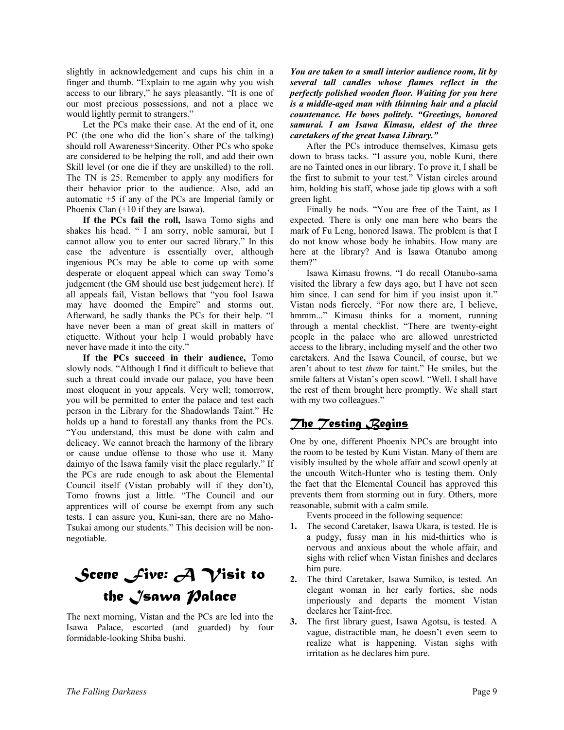slightly in acknowledgement and cups his chin in a finger and thumb. "Explain to me again why you wish access to our library," he says pleasantly. "It is one of our most precious possessions, and not a place we would lightly permit to strangers."

Let the PCs make their case. At the end of it, one PC (the one who did the lion's share of the talking) should roll Awareness+Sincerity. Other PCs who spoke are considered to be helping the roll, and add their own Skill level (or one die if they are unskilled) to the roll. The TN is 25. Remember to apply any modifiers for their behavior prior to the audience. Also, add an automatic +5 if any of the PCs are Imperial family or Phoenix Clan (+10 if they are Isawa).

**If the PCs fail the roll,** Isawa Tomo sighs and shakes his head. " I am sorry, noble samurai, but I cannot allow you to enter our sacred library." In this case the adventure is essentially over, although ingenious PCs may be able to come up with some desperate or eloquent appeal which can sway Tomo's judgement (the GM should use best judgement here). If all appeals fail, Vistan bellows that "you fool Isawa may have doomed the Empire" and storms out. Afterward, he sadly thanks the PCs for their help. "I have never been a man of great skill in matters of etiquette. Without your help I would probably have never have made it into the city."

**If the PCs succeed in their audience,** Tomo slowly nods. "Although I find it difficult to believe that such a threat could invade our palace, you have been most eloquent in your appeals. Very well; tomorrow, you will be permitted to enter the palace and test each person in the Library for the Shadowlands Taint." He holds up a hand to forestall any thanks from the PCs. "You understand, this must be done with calm and delicacy. We cannot breach the harmony of the library or cause undue offense to those who use it. Many daimyo of the Isawa family visit the place regularly." If the PCs are rude enough to ask about the Elemental Council itself (Vistan probably will if they don't), Tomo frowns just a little. "The Council and our apprentices will of course be exempt from any such tests. I can assure you, Kuni-san, there are no Maho-Tsukai among our students." This decision will be non-negotiable.

# Scene Five: A Visit to the Isawa Palace

The next morning, Vistan and the PCs are led into the Isawa Palace, escorted (and guarded) by four formidable-looking Shiba bushi.

***You are taken to a small interior audience room, lit by several tall candles whose flames reflect in the perfectly polished wooden floor. Waiting for you here is a middle-aged man with thinning hair and a placid countenance. He bows politely. "Greetings, honored samurai. I am Isawa Kimasu, eldest of the three caretakers of the great Isawa Library."***

After the PCs introduce themselves, Kimasu gets down to brass tacks. "I assure you, noble Kuni, there are no Tainted ones in our library. To prove it, I shall be the first to submit to your test." Vistan circles around him, holding his staff, whose jade tip glows with a soft green light.

Finally he nods. "You are free of the Taint, as I expected. There is only one man here who bears the mark of Fu Leng, honored Isawa. The problem is that I do not know whose body he inhabits. How many are here at the library? And is Isawa Otanubo among them?"

Isawa Kimasu frowns. "I do recall Otanubo-sama visited the library a few days ago, but I have not seen him since. I can send for him if you insist upon it." Vistan nods fiercely. "For now there are, I believe, hmmm..." Kimasu thinks for a moment, running through a mental checklist. "There are twenty-eight people in the palace who are allowed unrestricted access to the library, including myself and the other two caretakers. And the Isawa Council, of course, but we aren't about to test *them* for taint." He smiles, but the smile falters at Vistan's open scowl. "Well. I shall have the rest of them brought here promptly. We shall start with my two colleagues."

## The Testing Begins

One by one, different Phoenix NPCs are brought into the room to be tested by Kuni Vistan. Many of them are visibly insulted by the whole affair and scowl openly at the uncouth Witch-Hunter who is testing them. Only the fact that the Elemental Council has approved this prevents them from storming out in fury. Others, more reasonable, submit with a calm smile.

Events proceed in the following sequence:

1. The second Caretaker, Isawa Ukara, is tested. He is a pudgy, fussy man in his mid-thirties who is nervous and anxious about the whole affair, and sighs with relief when Vistan finishes and declares him pure.
2. The third Caretaker, Isawa Sumiko, is tested. An elegant woman in her early forties, she nods imperiously and departs the moment Vistan declares her Taint-free.
3. The first library guest, Isawa Agotsu, is tested. A vague, distractible man, he doesn't even seem to realize what is happening. Vistan sighs with irritation as he declares him pure.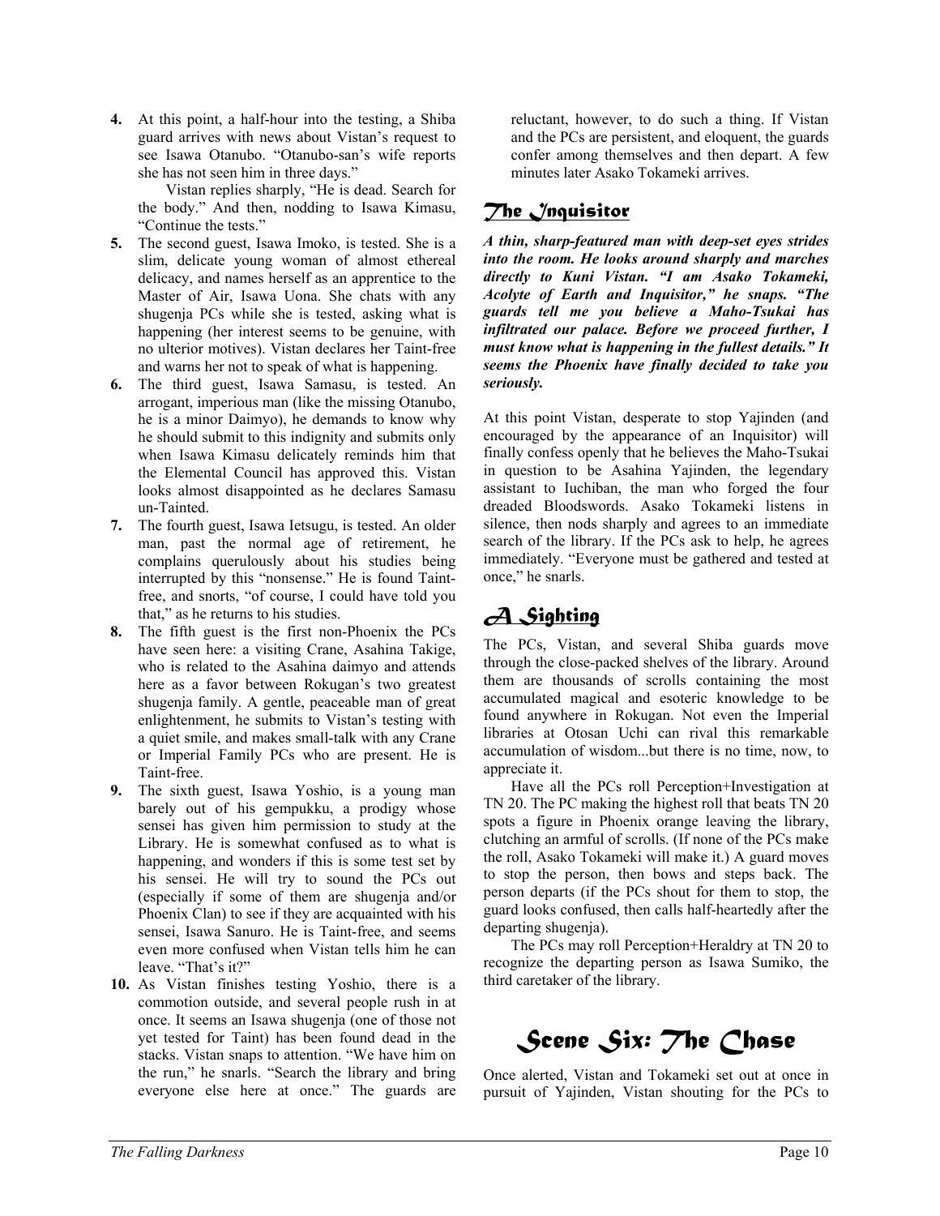4. At this point, a half-hour into the testing, a Shiba guard arrives with news about Vistan's request to see Isawa Otanubo. "Otanubo-san's wife reports she has not seen him in three days."

   Vistan replies sharply, "He is dead. Search for the body." And then, nodding to Isawa Kimasu, "Continue the tests."
5. The second guest, Isawa Imoko, is tested. She is a slim, delicate young woman of almost ethereal delicacy, and names herself as an apprentice to the Master of Air, Isawa Uona. She chats with any shugenja PCs while she is tested, asking what is happening (her interest seems to be genuine, with no ulterior motives). Vistan declares her Taint-free and warns her not to speak of what is happening.
6. The third guest, Isawa Samasu, is tested. An arrogant, imperious man (like the missing Otanubo, he is a minor Daimyo), he demands to know why he should submit to this indignity and submits only when Isawa Kimasu delicately reminds him that the Elemental Council has approved this. Vistan looks almost disappointed as he declares Samasu un-Tainted.
7. The fourth guest, Isawa Ietsugu, is tested. An older man, past the normal age of retirement, he complains querulously about his studies being interrupted by this "nonsense." He is found Taint-free, and snorts, "of course, I could have told you that," as he returns to his studies.
8. The fifth guest is the first non-Phoenix the PCs have seen here: a visiting Crane, Asahina Takige, who is related to the Asahina daimyo and attends here as a favor between Rokugan's two greatest shugenja family. A gentle, peaceable man of great enlightenment, he submits to Vistan's testing with a quiet smile, and makes small-talk with any Crane or Imperial Family PCs who are present. He is Taint-free.
9. The sixth guest, Isawa Yoshio, is a young man barely out of his gempukku, a prodigy whose sensei has given him permission to study at the Library. He is somewhat confused as to what is happening, and wonders if this is some test set by his sensei. He will try to sound the PCs out (especially if some of them are shugenja and/or Phoenix Clan) to see if they are acquainted with his sensei, Isawa Sanuro. He is Taint-free, and seems even more confused when Vistan tells him he can leave. "That's it?"
10. As Vistan finishes testing Yoshio, there is a commotion outside, and several people rush in at once. It seems an Isawa shugenja (one of those not yet tested for Taint) has been found dead in the stacks. Vistan snaps to attention. "We have him on the run," he snarls. "Search the library and bring everyone else here at once." The guards are reluctant, however, to do such a thing. If Vistan and the PCs are persistent, and eloquent, the guards confer among themselves and then depart. A few minutes later Asako Tokameki arrives.

## The Inquisitor

***A thin, sharp-featured man with deep-set eyes strides into the room. He looks around sharply and marches directly to Kuni Vistan. "I am Asako Tokameki, Acolyte of Earth and Inquisitor," he snaps. "The guards tell me you believe a Maho-Tsukai has infiltrated our palace. Before we proceed further, I must know what is happening in the fullest details." It seems the Phoenix have finally decided to take you seriously.***

At this point Vistan, desperate to stop Yajinden (and encouraged by the appearance of an Inquisitor) will finally confess openly that he believes the Maho-Tsukai in question to be Asahina Yajinden, the legendary assistant to Iuchiban, the man who forged the four dreaded Bloodswords. Asako Tokameki listens in silence, then nods sharply and agrees to an immediate search of the library. If the PCs ask to help, he agrees immediately. "Everyone must be gathered and tested at once," he snarls.

## A Sighting

The PCs, Vistan, and several Shiba guards move through the close-packed shelves of the library. Around them are thousands of scrolls containing the most accumulated magical and esoteric knowledge to be found anywhere in Rokugan. Not even the Imperial libraries at Otosan Uchi can rival this remarkable accumulation of wisdom...but there is no time, now, to appreciate it.

Have all the PCs roll Perception+Investigation at TN 20. The PC making the highest roll that beats TN 20 spots a figure in Phoenix orange leaving the library, clutching an armful of scrolls. (If none of the PCs make the roll, Asako Tokameki will make it.) A guard moves to stop the person, then bows and steps back. The person departs (if the PCs shout for them to stop, the guard looks confused, then calls half-heartedly after the departing shugenja).

The PCs may roll Perception+Heraldry at TN 20 to recognize the departing person as Isawa Sumiko, the third caretaker of the library.

# Scene Six: The Chase

Once alerted, Vistan and Tokameki set out at once in pursuit of Yajinden, Vistan shouting for the PCs to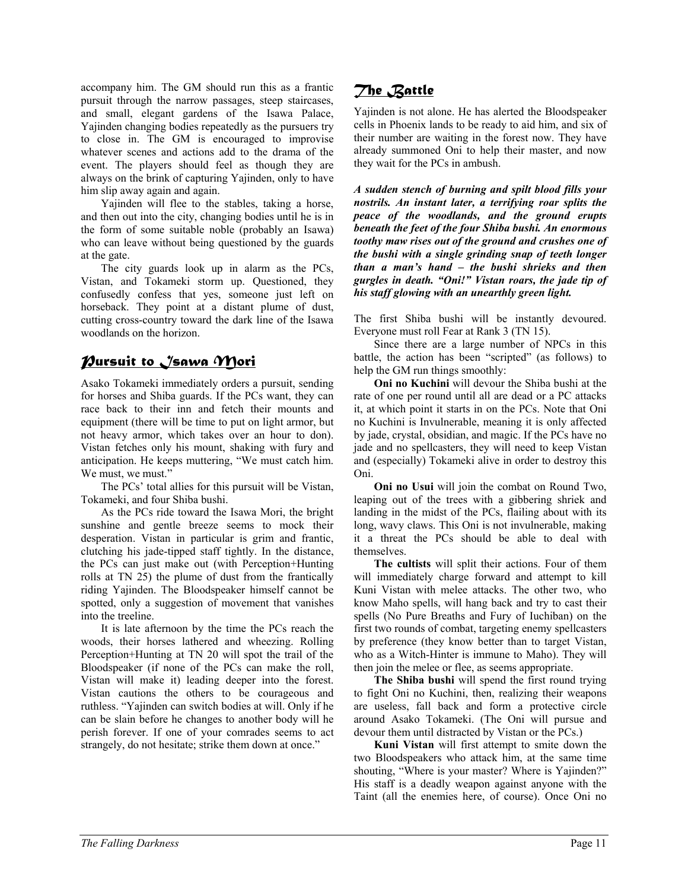accompany him. The GM should run this as a frantic pursuit through the narrow passages, steep staircases, and small, elegant gardens of the Isawa Palace, Yajinden changing bodies repeatedly as the pursuers try to close in. The GM is encouraged to improvise whatever scenes and actions add to the drama of the event. The players should feel as though they are always on the brink of capturing Yajinden, only to have him slip away again and again.

Yajinden will flee to the stables, taking a horse, and then out into the city, changing bodies until he is in the form of some suitable noble (probably an Isawa) who can leave without being questioned by the guards at the gate.

The city guards look up in alarm as the PCs, Vistan, and Tokameki storm up. Questioned, they confusedly confess that yes, someone just left on horseback. They point at a distant plume of dust, cutting cross-country toward the dark line of the Isawa woodlands on the horizon.

## Pursuit to Isawa Mori

Asako Tokameki immediately orders a pursuit, sending for horses and Shiba guards. If the PCs want, they can race back to their inn and fetch their mounts and equipment (there will be time to put on light armor, but not heavy armor, which takes over an hour to don). Vistan fetches only his mount, shaking with fury and anticipation. He keeps muttering, "We must catch him. We must, we must."

The PCs' total allies for this pursuit will be Vistan, Tokameki, and four Shiba bushi.

As the PCs ride toward the Isawa Mori, the bright sunshine and gentle breeze seems to mock their desperation. Vistan in particular is grim and frantic, clutching his jade-tipped staff tightly. In the distance, the PCs can just make out (with Perception+Hunting rolls at TN 25) the plume of dust from the frantically riding Yajinden. The Bloodspeaker himself cannot be spotted, only a suggestion of movement that vanishes into the treeline.

It is late afternoon by the time the PCs reach the woods, their horses lathered and wheezing. Rolling Perception+Hunting at TN 20 will spot the trail of the Bloodspeaker (if none of the PCs can make the roll, Vistan will make it) leading deeper into the forest. Vistan cautions the others to be courageous and ruthless. "Yajinden can switch bodies at will. Only if he can be slain before he changes to another body will he perish forever. If one of your comrades seems to act strangely, do not hesitate; strike them down at once."

## The Battle

Yajinden is not alone. He has alerted the Bloodspeaker cells in Phoenix lands to be ready to aid him, and six of their number are waiting in the forest now. They have already summoned Oni to help their master, and now they wait for the PCs in ambush.

***A sudden stench of burning and spilt blood fills your nostrils. An instant later, a terrifying roar splits the peace of the woodlands, and the ground erupts beneath the feet of the four Shiba bushi. An enormous toothy maw rises out of the ground and crushes one of the bushi with a single grinding snap of teeth longer than a man's hand – the bushi shrieks and then gurgles in death. "Oni!" Vistan roars, the jade tip of his staff glowing with an unearthly green light.***

The first Shiba bushi will be instantly devoured. Everyone must roll Fear at Rank 3 (TN 15).

Since there are a large number of NPCs in this battle, the action has been "scripted" (as follows) to help the GM run things smoothly:

**Oni no Kuchini** will devour the Shiba bushi at the rate of one per round until all are dead or a PC attacks it, at which point it starts in on the PCs. Note that Oni no Kuchini is Invulnerable, meaning it is only affected by jade, crystal, obsidian, and magic. If the PCs have no jade and no spellcasters, they will need to keep Vistan and (especially) Tokameki alive in order to destroy this Oni.

**Oni no Usui** will join the combat on Round Two, leaping out of the trees with a gibbering shriek and landing in the midst of the PCs, flailing about with its long, wavy claws. This Oni is not invulnerable, making it a threat the PCs should be able to deal with themselves.

**The cultists** will split their actions. Four of them will immediately charge forward and attempt to kill Kuni Vistan with melee attacks. The other two, who know Maho spells, will hang back and try to cast their spells (No Pure Breaths and Fury of Iuchiban) on the first two rounds of combat, targeting enemy spellcasters by preference (they know better than to target Vistan, who as a Witch-Hinter is immune to Maho). They will then join the melee or flee, as seems appropriate.

**The Shiba bushi** will spend the first round trying to fight Oni no Kuchini, then, realizing their weapons are useless, fall back and form a protective circle around Asako Tokameki. (The Oni will pursue and devour them until distracted by Vistan or the PCs.)

**Kuni Vistan** will first attempt to smite down the two Bloodspeakers who attack him, at the same time shouting, "Where is your master? Where is Yajinden?" His staff is a deadly weapon against anyone with the Taint (all the enemies here, of course). Once Oni no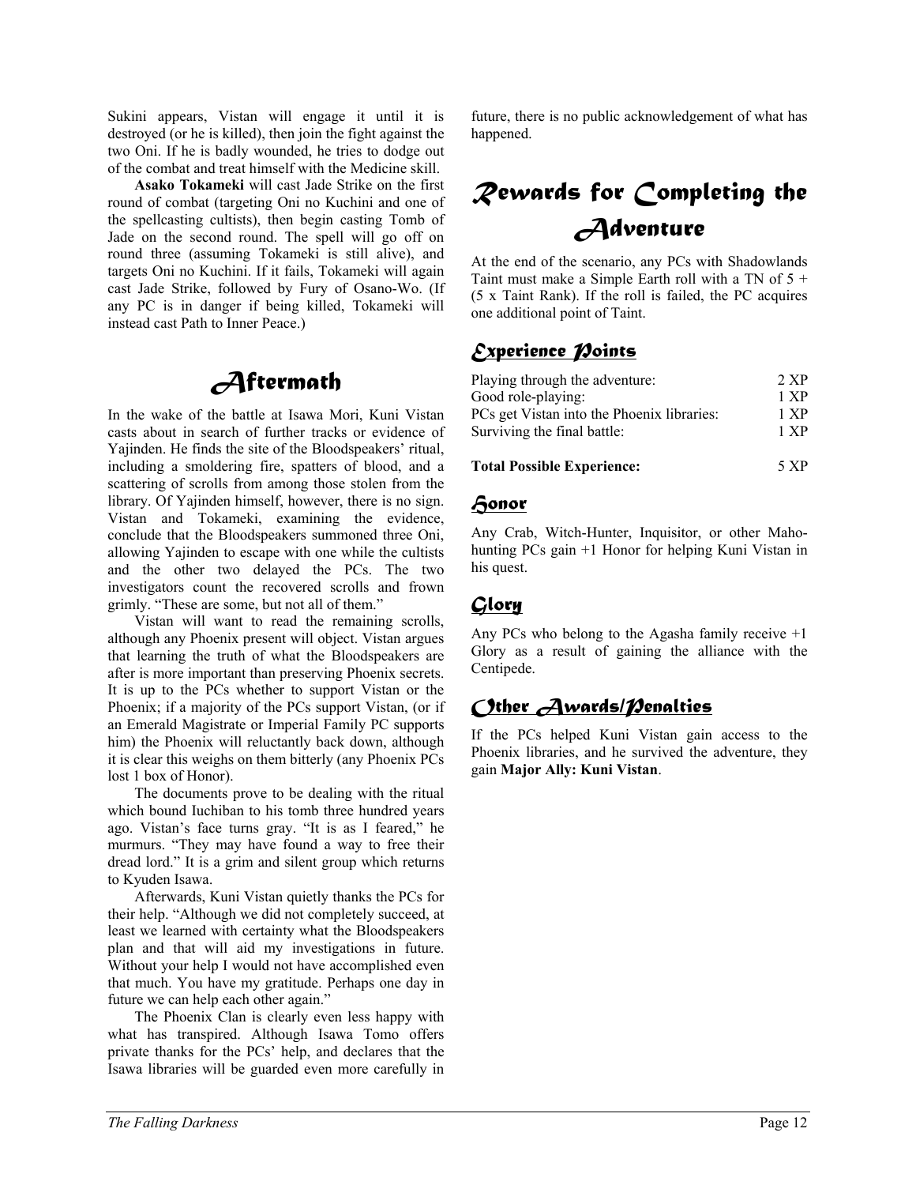Sukini appears, Vistan will engage it until it is destroyed (or he is killed), then join the fight against the two Oni. If he is badly wounded, he tries to dodge out of the combat and treat himself with the Medicine skill.

**Asako Tokameki** will cast Jade Strike on the first round of combat (targeting Oni no Kuchini and one of the spellcasting cultists), then begin casting Tomb of Jade on the second round. The spell will go off on round three (assuming Tokameki is still alive), and targets Oni no Kuchini. If it fails, Tokameki will again cast Jade Strike, followed by Fury of Osano-Wo. (If any PC is in danger if being killed, Tokameki will instead cast Path to Inner Peace.)

# Aftermath

In the wake of the battle at Isawa Mori, Kuni Vistan casts about in search of further tracks or evidence of Yajinden. He finds the site of the Bloodspeakers' ritual, including a smoldering fire, spatters of blood, and a scattering of scrolls from among those stolen from the library. Of Yajinden himself, however, there is no sign. Vistan and Tokameki, examining the evidence, conclude that the Bloodspeakers summoned three Oni, allowing Yajinden to escape with one while the cultists and the other two delayed the PCs. The two investigators count the recovered scrolls and frown grimly. "These are some, but not all of them."

Vistan will want to read the remaining scrolls, although any Phoenix present will object. Vistan argues that learning the truth of what the Bloodspeakers are after is more important than preserving Phoenix secrets. It is up to the PCs whether to support Vistan or the Phoenix; if a majority of the PCs support Vistan, (or if an Emerald Magistrate or Imperial Family PC supports him) the Phoenix will reluctantly back down, although it is clear this weighs on them bitterly (any Phoenix PCs lost 1 box of Honor).

The documents prove to be dealing with the ritual which bound Iuchiban to his tomb three hundred years ago. Vistan's face turns gray. "It is as I feared," he murmurs. "They may have found a way to free their dread lord." It is a grim and silent group which returns to Kyuden Isawa.

Afterwards, Kuni Vistan quietly thanks the PCs for their help. "Although we did not completely succeed, at least we learned with certainty what the Bloodspeakers plan and that will aid my investigations in future. Without your help I would not have accomplished even that much. You have my gratitude. Perhaps one day in future we can help each other again."

The Phoenix Clan is clearly even less happy with what has transpired. Although Isawa Tomo offers private thanks for the PCs' help, and declares that the Isawa libraries will be guarded even more carefully in future, there is no public acknowledgement of what has happened.

# Rewards for Completing the Adventure

At the end of the scenario, any PCs with Shadowlands Taint must make a Simple Earth roll with a TN of 5 + (5 x Taint Rank). If the roll is failed, the PC acquires one additional point of Taint.

## Experience Points

| | |
|---|---|
| Playing through the adventure: | 2 XP |
| Good role-playing: | 1 XP |
| PCs get Vistan into the Phoenix libraries: | 1 XP |
| Surviving the final battle: | 1 XP |
| **Total Possible Experience:** | 5 XP |

## Honor

Any Crab, Witch-Hunter, Inquisitor, or other Maho-hunting PCs gain +1 Honor for helping Kuni Vistan in his quest.

## Glory

Any PCs who belong to the Agasha family receive +1 Glory as a result of gaining the alliance with the Centipede.

## Other Awards/Penalties

If the PCs helped Kuni Vistan gain access to the Phoenix libraries, and he survived the adventure, they gain **Major Ally: Kuni Vistan**.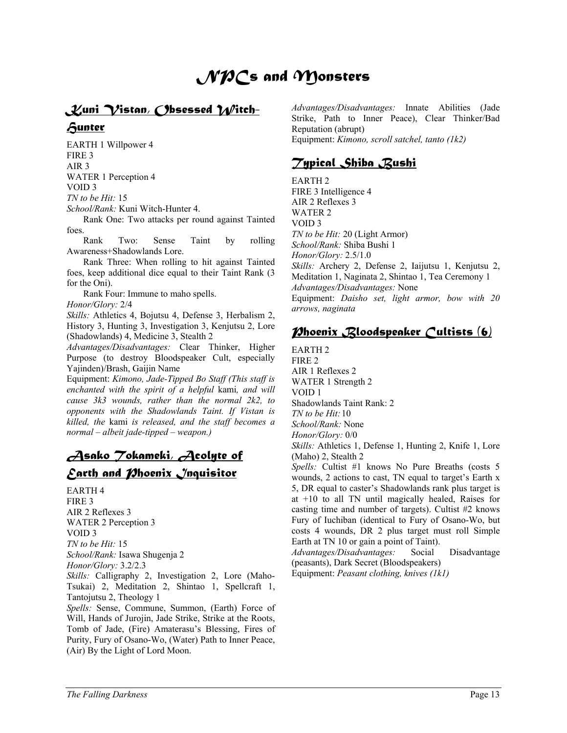# NPCs and Monsters

## Kuni Vistan, Obsessed Witch-Hunter

EARTH 1 Willpower 4
FIRE 3
AIR 3
WATER 1 Perception 4
VOID 3
*TN to be Hit:* 15
*School/Rank:* Kuni Witch-Hunter 4.

Rank One: Two attacks per round against Tainted foes.

Rank Two: Sense Taint by rolling Awareness+Shadowlands Lore.

Rank Three: When rolling to hit against Tainted foes, keep additional dice equal to their Taint Rank (3 for the Oni).

Rank Four: Immune to maho spells.

*Honor/Glory:* 2/4
*Skills:* Athletics 4, Bojutsu 4, Defense 3, Herbalism 2, History 3, Hunting 3, Investigation 3, Kenjutsu 2, Lore (Shadowlands) 4, Medicine 3, Stealth 2
*Advantages/Disadvantages:* Clear Thinker, Higher Purpose (to destroy Bloodspeaker Cult, especially Yajinden)/Brash, Gaijin Name
Equipment: *Kimono, Jade-Tipped Bo Staff (This staff is enchanted with the spirit of a helpful* kami*, and will cause 3k3 wounds, rather than the normal 2k2, to opponents with the Shadowlands Taint. If Vistan is killed, the* kami *is released, and the staff becomes a normal – albeit jade-tipped – weapon.)*

## Asako Tokameki, Acolyte of Earth and Phoenix Inquisitor

EARTH 4
FIRE 3
AIR 2 Reflexes 3
WATER 2 Perception 3
VOID 3
*TN to be Hit:* 15
*School/Rank:* Isawa Shugenja 2
*Honor/Glory:* 3.2/2.3
*Skills:* Calligraphy 2, Investigation 2, Lore (Maho-Tsukai) 2, Meditation 2, Shintao 1, Spellcraft 1, Tantojutsu 2, Theology 1
*Spells:* Sense, Commune, Summon, (Earth) Force of Will, Hands of Jurojin, Jade Strike, Strike at the Roots, Tomb of Jade, (Fire) Amaterasu's Blessing, Fires of Purity, Fury of Osano-Wo, (Water) Path to Inner Peace, (Air) By the Light of Lord Moon.
*Advantages/Disadvantages:* Innate Abilities (Jade Strike, Path to Inner Peace), Clear Thinker/Bad Reputation (abrupt)
Equipment: *Kimono, scroll satchel, tanto (1k2)*

## Typical Shiba Bushi

EARTH 2
FIRE 3 Intelligence 4
AIR 2 Reflexes 3
WATER 2
VOID 3
*TN to be Hit:* 20 (Light Armor)
*School/Rank:* Shiba Bushi 1
*Honor/Glory:* 2.5/1.0
*Skills:* Archery 2, Defense 2, Iaijutsu 1, Kenjutsu 2, Meditation 1, Naginata 2, Shintao 1, Tea Ceremony 1
*Advantages/Disadvantages:* None
Equipment: *Daisho set, light armor, bow with 20 arrows, naginata*

## Phoenix Bloodspeaker Cultists (6)

EARTH 2
FIRE 2
AIR 1 Reflexes 2
WATER 1 Strength 2
VOID 1
Shadowlands Taint Rank: 2
*TN to be Hit:* 10
*School/Rank:* None
*Honor/Glory:* 0/0
*Skills:* Athletics 1, Defense 1, Hunting 2, Knife 1, Lore (Maho) 2, Stealth 2
*Spells:* Cultist #1 knows No Pure Breaths (costs 5 wounds, 2 actions to cast, TN equal to target's Earth x 5, DR equal to caster's Shadowlands rank plus target is at +10 to all TN until magically healed, Raises for casting time and number of targets). Cultist #2 knows Fury of Iuchiban (identical to Fury of Osano-Wo, but costs 4 wounds, DR 2 plus target must roll Simple Earth at TN 10 or gain a point of Taint).
*Advantages/Disadvantages:* Social Disadvantage (peasants), Dark Secret (Bloodspeakers)
Equipment: *Peasant clothing, knives (1k1)*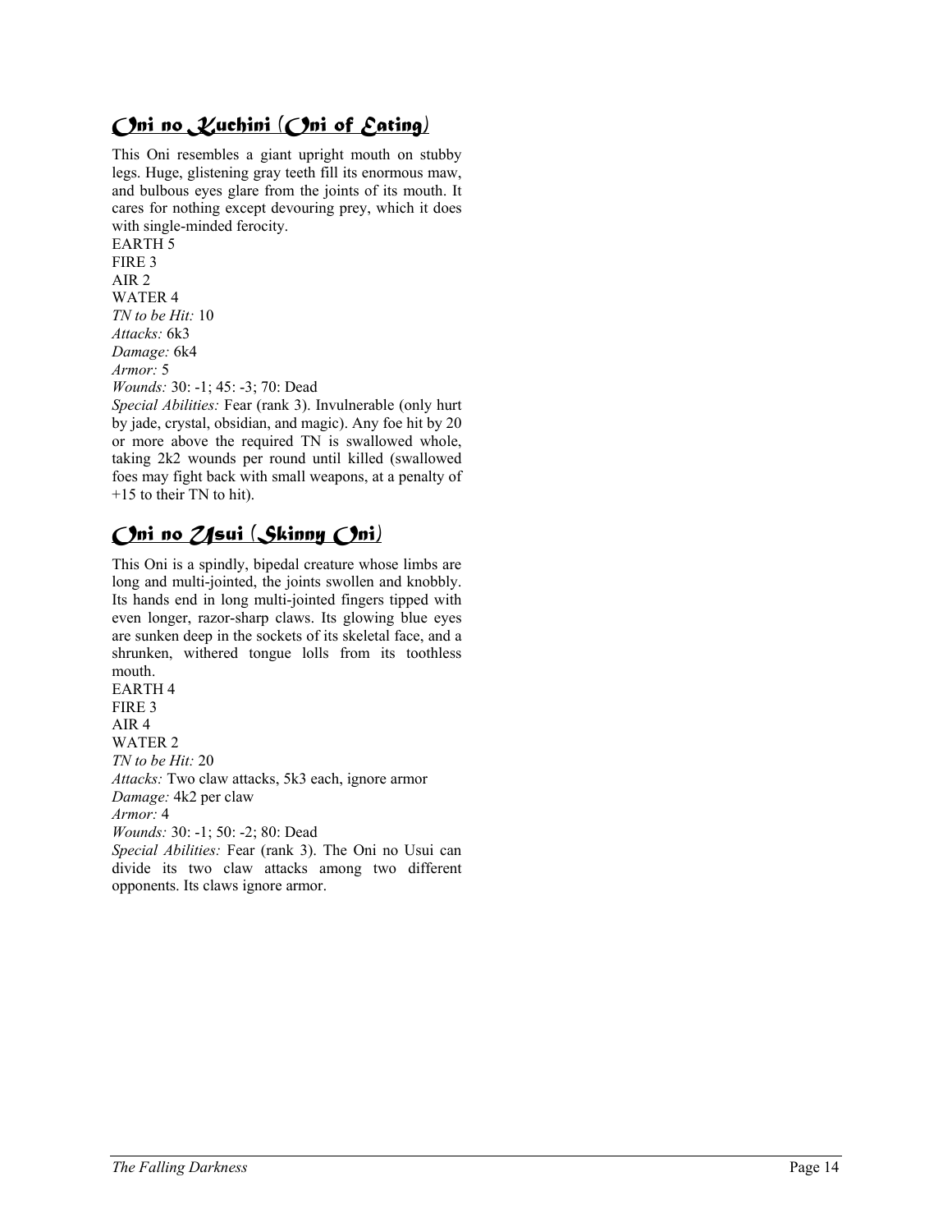## *Oni no Kuchini (Oni of Eating)*

This Oni resembles a giant upright mouth on stubby legs. Huge, glistening gray teeth fill its enormous maw, and bulbous eyes glare from the joints of its mouth. It cares for nothing except devouring prey, which it does with single-minded ferocity.

EARTH 5
FIRE 3
AIR 2
WATER 4

*TN to be Hit:* 10
*Attacks:* 6k3
*Damage:* 6k4
*Armor:* 5
*Wounds:* 30: -1; 45: -3; 70: Dead
*Special Abilities:* Fear (rank 3). Invulnerable (only hurt by jade, crystal, obsidian, and magic). Any foe hit by 20 or more above the required TN is swallowed whole, taking 2k2 wounds per round until killed (swallowed foes may fight back with small weapons, at a penalty of +15 to their TN to hit).

## *Oni no Usui (Skinny Oni)*

This Oni is a spindly, bipedal creature whose limbs are long and multi-jointed, the joints swollen and knobbly. Its hands end in long multi-jointed fingers tipped with even longer, razor-sharp claws. Its glowing blue eyes are sunken deep in the sockets of its skeletal face, and a shrunken, withered tongue lolls from its toothless mouth.

EARTH 4
FIRE 3
AIR 4
WATER 2

*TN to be Hit:* 20
*Attacks:* Two claw attacks, 5k3 each, ignore armor
*Damage:* 4k2 per claw
*Armor:* 4
*Wounds:* 30: -1; 50: -2; 80: Dead
*Special Abilities:* Fear (rank 3). The Oni no Usui can divide its two claw attacks among two different opponents. Its claws ignore armor.